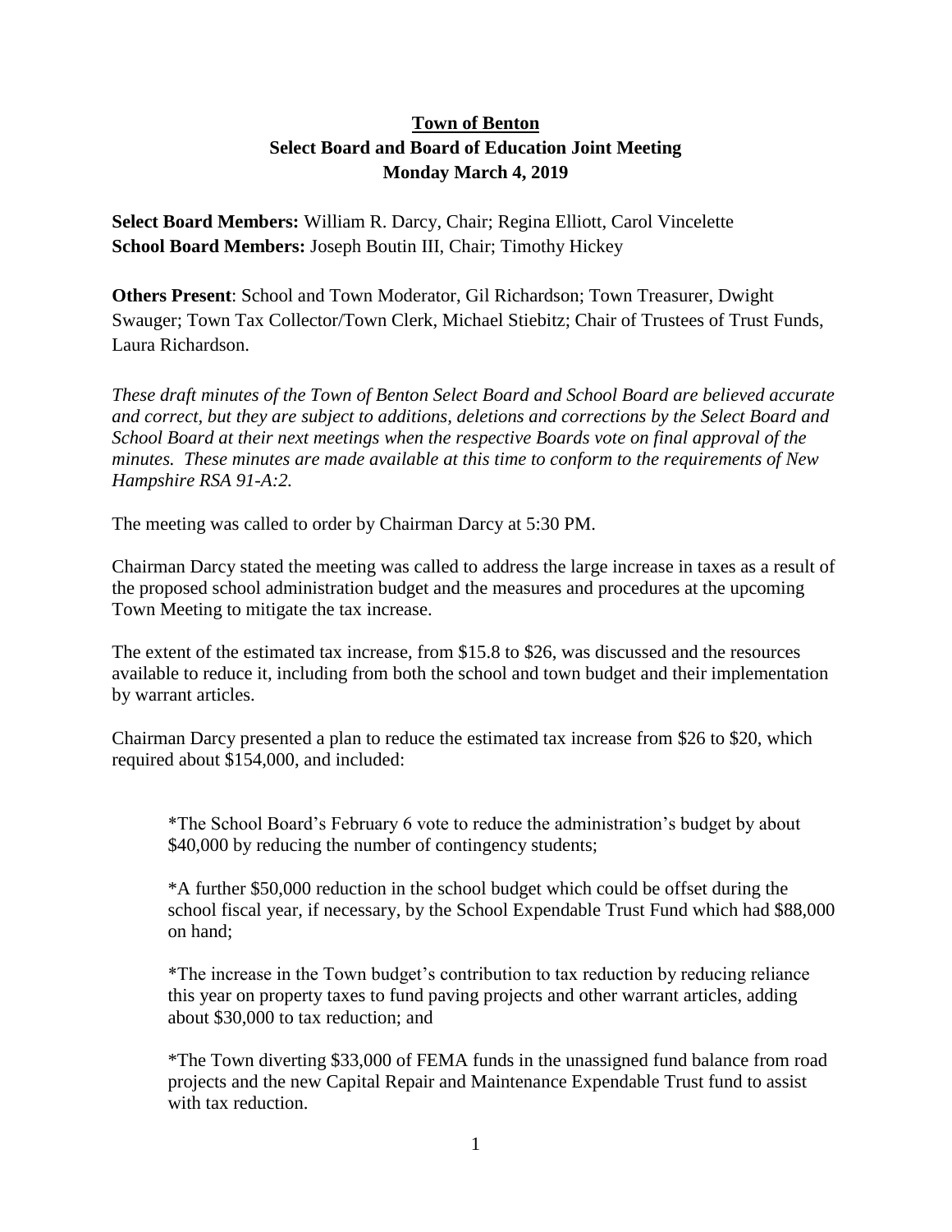# Town of Benton

## Select Board and Board of Education Joint Meeting

## Monday March 4, 2019

**Select Board Members:** William R. Darcy, Chair; Regina Elliott, Carol Vincelette
**School Board Members:** Joseph Boutin III, Chair; Timothy Hickey

**Others Present**: School and Town Moderator, Gil Richardson; Town Treasurer, Dwight Swauger; Town Tax Collector/Town Clerk, Michael Stiebitz; Chair of Trustees of Trust Funds, Laura Richardson.

*These draft minutes of the Town of Benton Select Board and School Board are believed accurate and correct, but they are subject to additions, deletions and corrections by the Select Board and School Board at their next meetings when the respective Boards vote on final approval of the minutes. These minutes are made available at this time to conform to the requirements of New Hampshire RSA 91-A:2.*

The meeting was called to order by Chairman Darcy at 5:30 PM.

Chairman Darcy stated the meeting was called to address the large increase in taxes as a result of the proposed school administration budget and the measures and procedures at the upcoming Town Meeting to mitigate the tax increase.

The extent of the estimated tax increase, from $15.8 to $26, was discussed and the resources available to reduce it, including from both the school and town budget and their implementation by warrant articles.

Chairman Darcy presented a plan to reduce the estimated tax increase from $26 to $20, which required about $154,000, and included:

*The School Board's February 6 vote to reduce the administration's budget by about $40,000 by reducing the number of contingency students;

*A further $50,000 reduction in the school budget which could be offset during the school fiscal year, if necessary, by the School Expendable Trust Fund which had $88,000 on hand;

*The increase in the Town budget's contribution to tax reduction by reducing reliance this year on property taxes to fund paving projects and other warrant articles, adding about $30,000 to tax reduction; and

*The Town diverting $33,000 of FEMA funds in the unassigned fund balance from road projects and the new Capital Repair and Maintenance Expendable Trust fund to assist with tax reduction.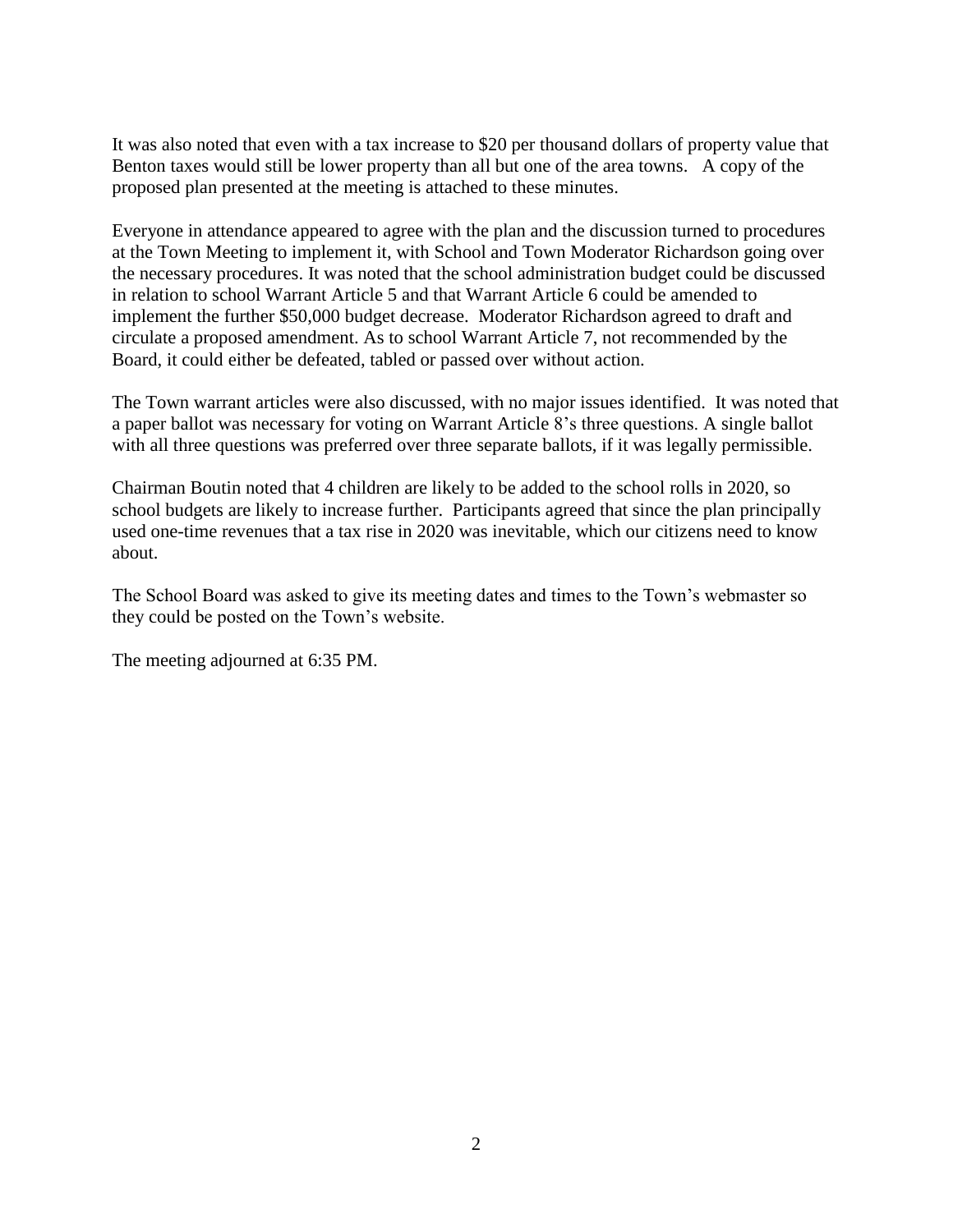It was also noted that even with a tax increase to $20 per thousand dollars of property value that Benton taxes would still be lower property than all but one of the area towns. A copy of the proposed plan presented at the meeting is attached to these minutes.

Everyone in attendance appeared to agree with the plan and the discussion turned to procedures at the Town Meeting to implement it, with School and Town Moderator Richardson going over the necessary procedures. It was noted that the school administration budget could be discussed in relation to school Warrant Article 5 and that Warrant Article 6 could be amended to implement the further $50,000 budget decrease. Moderator Richardson agreed to draft and circulate a proposed amendment. As to school Warrant Article 7, not recommended by the Board, it could either be defeated, tabled or passed over without action.

The Town warrant articles were also discussed, with no major issues identified. It was noted that a paper ballot was necessary for voting on Warrant Article 8's three questions. A single ballot with all three questions was preferred over three separate ballots, if it was legally permissible.

Chairman Boutin noted that 4 children are likely to be added to the school rolls in 2020, so school budgets are likely to increase further. Participants agreed that since the plan principally used one-time revenues that a tax rise in 2020 was inevitable, which our citizens need to know about.

The School Board was asked to give its meeting dates and times to the Town's webmaster so they could be posted on the Town's website.

The meeting adjourned at 6:35 PM.